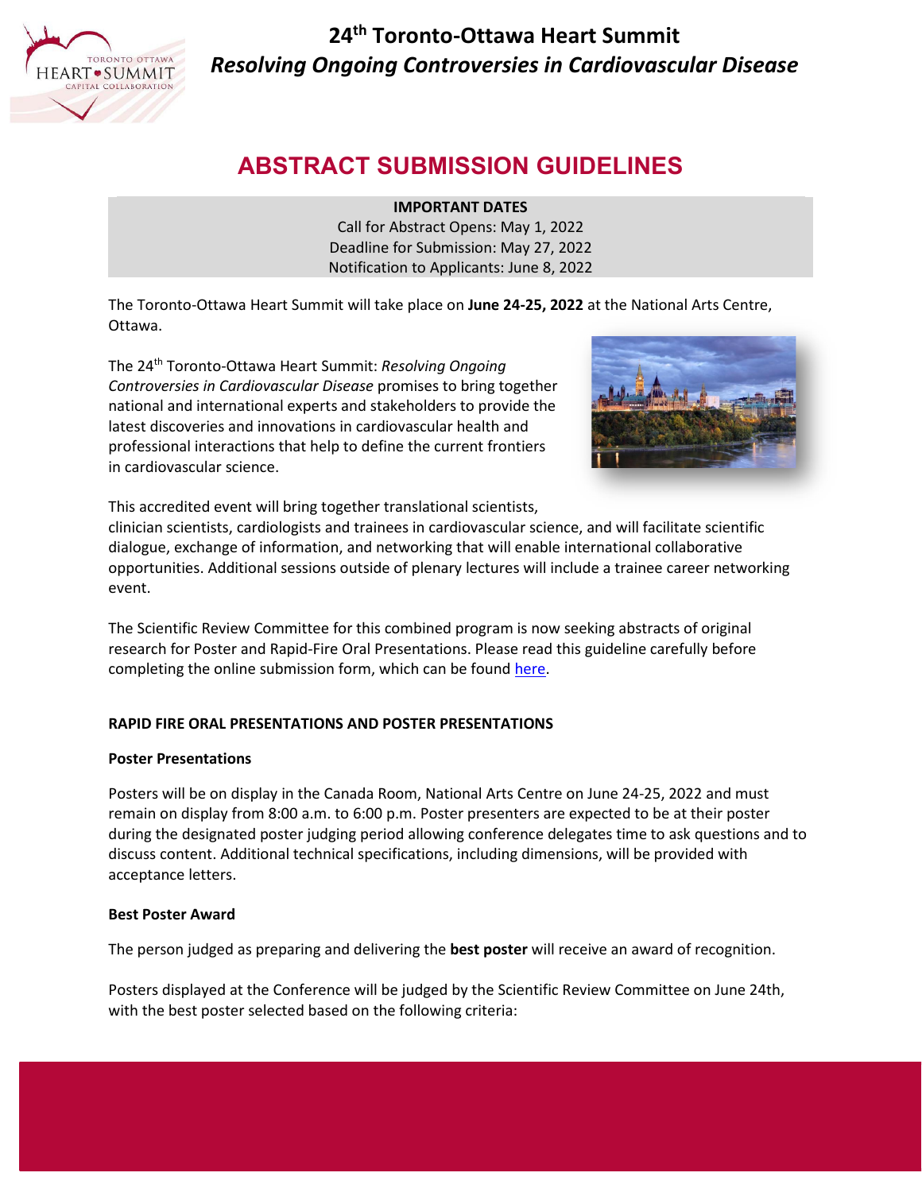# 24th Toronto-Ottawa Heart Summit

*Resolving Ongoing Controversies in Cardiovascular Disease*

## ABSTRACT SUBMISSION GUIDELINES

**IMPORTANT DATES**
Call for Abstract Opens: May 1, 2022
Deadline for Submission: May 27, 2022
Notification to Applicants: June 8, 2022

The Toronto-Ottawa Heart Summit will take place on **June 24-25, 2022** at the National Arts Centre, Ottawa.

The 24th Toronto-Ottawa Heart Summit: *Resolving Ongoing Controversies in Cardiovascular Disease* promises to bring together national and international experts and stakeholders to provide the latest discoveries and innovations in cardiovascular health and professional interactions that help to define the current frontiers in cardiovascular science.

This accredited event will bring together translational scientists, clinician scientists, cardiologists and trainees in cardiovascular science, and will facilitate scientific dialogue, exchange of information, and networking that will enable international collaborative opportunities. Additional sessions outside of plenary lectures will include a trainee career networking event.

The Scientific Review Committee for this combined program is now seeking abstracts of original research for Poster and Rapid-Fire Oral Presentations. Please read this guideline carefully before completing the online submission form, which can be found here.

**RAPID FIRE ORAL PRESENTATIONS AND POSTER PRESENTATIONS**

**Poster Presentations**

Posters will be on display in the Canada Room, National Arts Centre on June 24-25, 2022 and must remain on display from 8:00 a.m. to 6:00 p.m. Poster presenters are expected to be at their poster during the designated poster judging period allowing conference delegates time to ask questions and to discuss content. Additional technical specifications, including dimensions, will be provided with acceptance letters.

**Best Poster Award**

The person judged as preparing and delivering the **best poster** will receive an award of recognition.

Posters displayed at the Conference will be judged by the Scientific Review Committee on June 24th, with the best poster selected based on the following criteria: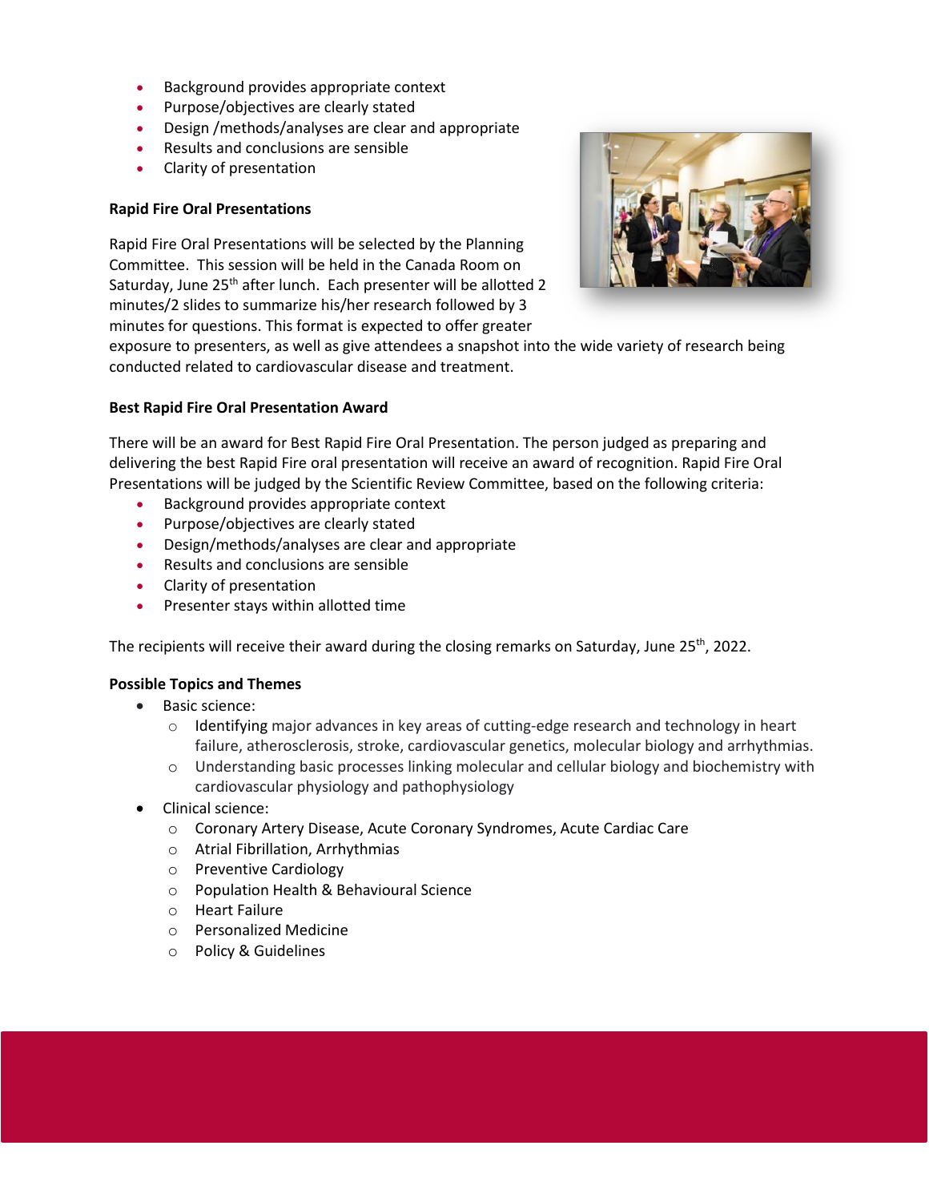- Background provides appropriate context
- Purpose/objectives are clearly stated
- Design /methods/analyses are clear and appropriate
- Results and conclusions are sensible
- Clarity of presentation

**Rapid Fire Oral Presentations**

Rapid Fire Oral Presentations will be selected by the Planning Committee. This session will be held in the Canada Room on Saturday, June 25th after lunch. Each presenter will be allotted 2 minutes/2 slides to summarize his/her research followed by 3 minutes for questions. This format is expected to offer greater exposure to presenters, as well as give attendees a snapshot into the wide variety of research being conducted related to cardiovascular disease and treatment.

**Best Rapid Fire Oral Presentation Award**

There will be an award for Best Rapid Fire Oral Presentation. The person judged as preparing and delivering the best Rapid Fire oral presentation will receive an award of recognition. Rapid Fire Oral Presentations will be judged by the Scientific Review Committee, based on the following criteria:

- Background provides appropriate context
- Purpose/objectives are clearly stated
- Design/methods/analyses are clear and appropriate
- Results and conclusions are sensible
- Clarity of presentation
- Presenter stays within allotted time

The recipients will receive their award during the closing remarks on Saturday, June 25th, 2022.

**Possible Topics and Themes**

- Basic science:
  - Identifying major advances in key areas of cutting-edge research and technology in heart failure, atherosclerosis, stroke, cardiovascular genetics, molecular biology and arrhythmias.
  - Understanding basic processes linking molecular and cellular biology and biochemistry with cardiovascular physiology and pathophysiology
- Clinical science:
  - Coronary Artery Disease, Acute Coronary Syndromes, Acute Cardiac Care
  - Atrial Fibrillation, Arrhythmias
  - Preventive Cardiology
  - Population Health & Behavioural Science
  - Heart Failure
  - Personalized Medicine
  - Policy & Guidelines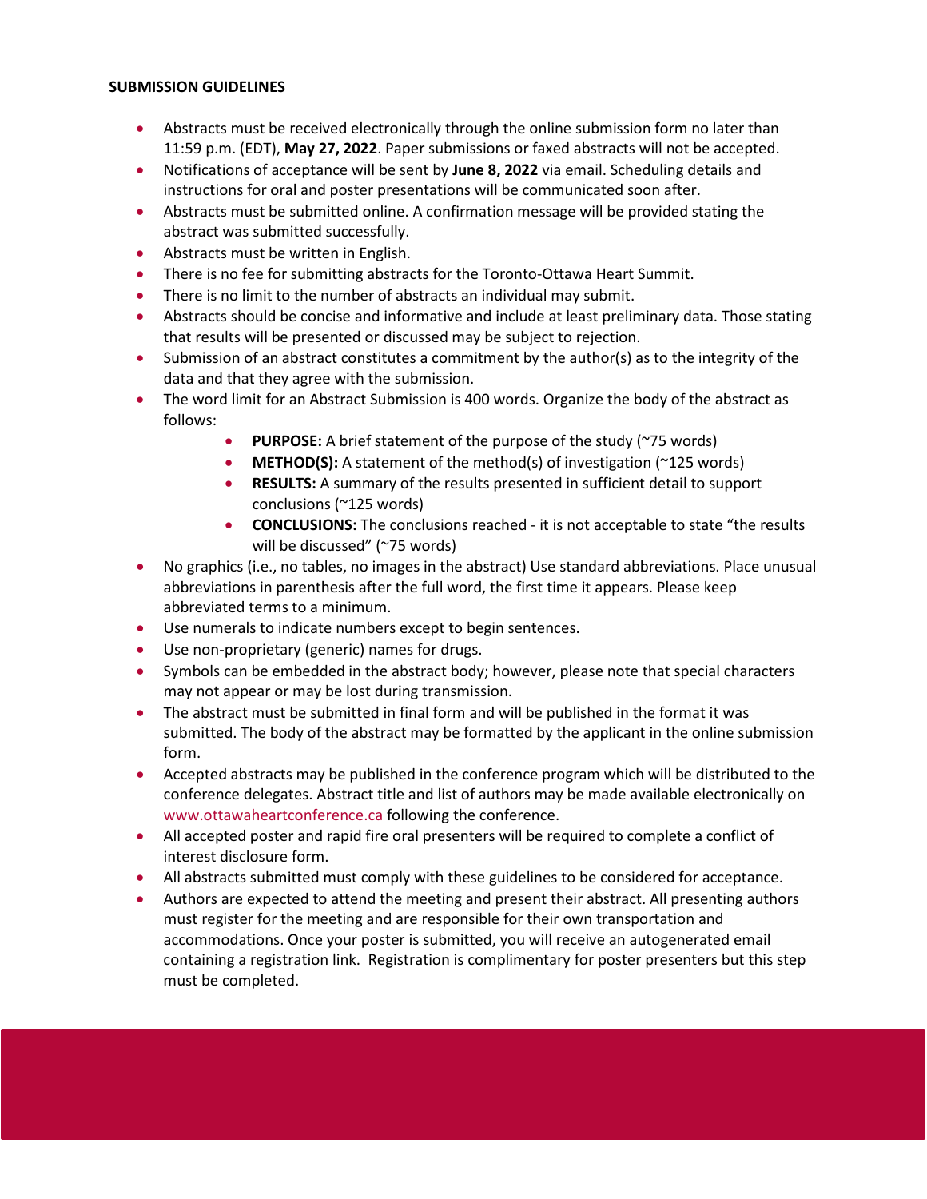**SUBMISSION GUIDELINES**

- Abstracts must be received electronically through the online submission form no later than 11:59 p.m. (EDT), **May 27, 2022**. Paper submissions or faxed abstracts will not be accepted.
- Notifications of acceptance will be sent by **June 8, 2022** via email. Scheduling details and instructions for oral and poster presentations will be communicated soon after.
- Abstracts must be submitted online. A confirmation message will be provided stating the abstract was submitted successfully.
- Abstracts must be written in English.
- There is no fee for submitting abstracts for the Toronto-Ottawa Heart Summit.
- There is no limit to the number of abstracts an individual may submit.
- Abstracts should be concise and informative and include at least preliminary data. Those stating that results will be presented or discussed may be subject to rejection.
- Submission of an abstract constitutes a commitment by the author(s) as to the integrity of the data and that they agree with the submission.
- The word limit for an Abstract Submission is 400 words. Organize the body of the abstract as follows:
  - **PURPOSE:** A brief statement of the purpose of the study (~75 words)
  - **METHOD(S):** A statement of the method(s) of investigation (~125 words)
  - **RESULTS:** A summary of the results presented in sufficient detail to support conclusions (~125 words)
  - **CONCLUSIONS:** The conclusions reached - it is not acceptable to state "the results will be discussed" (~75 words)
- No graphics (i.e., no tables, no images in the abstract) Use standard abbreviations. Place unusual abbreviations in parenthesis after the full word, the first time it appears. Please keep abbreviated terms to a minimum.
- Use numerals to indicate numbers except to begin sentences.
- Use non-proprietary (generic) names for drugs.
- Symbols can be embedded in the abstract body; however, please note that special characters may not appear or may be lost during transmission.
- The abstract must be submitted in final form and will be published in the format it was submitted. The body of the abstract may be formatted by the applicant in the online submission form.
- Accepted abstracts may be published in the conference program which will be distributed to the conference delegates. Abstract title and list of authors may be made available electronically on [www.ottawaheartconference.ca](www.ottawaheartconference.ca) following the conference.
- All accepted poster and rapid fire oral presenters will be required to complete a conflict of interest disclosure form.
- All abstracts submitted must comply with these guidelines to be considered for acceptance.
- Authors are expected to attend the meeting and present their abstract. All presenting authors must register for the meeting and are responsible for their own transportation and accommodations. Once your poster is submitted, you will receive an autogenerated email containing a registration link. Registration is complimentary for poster presenters but this step must be completed.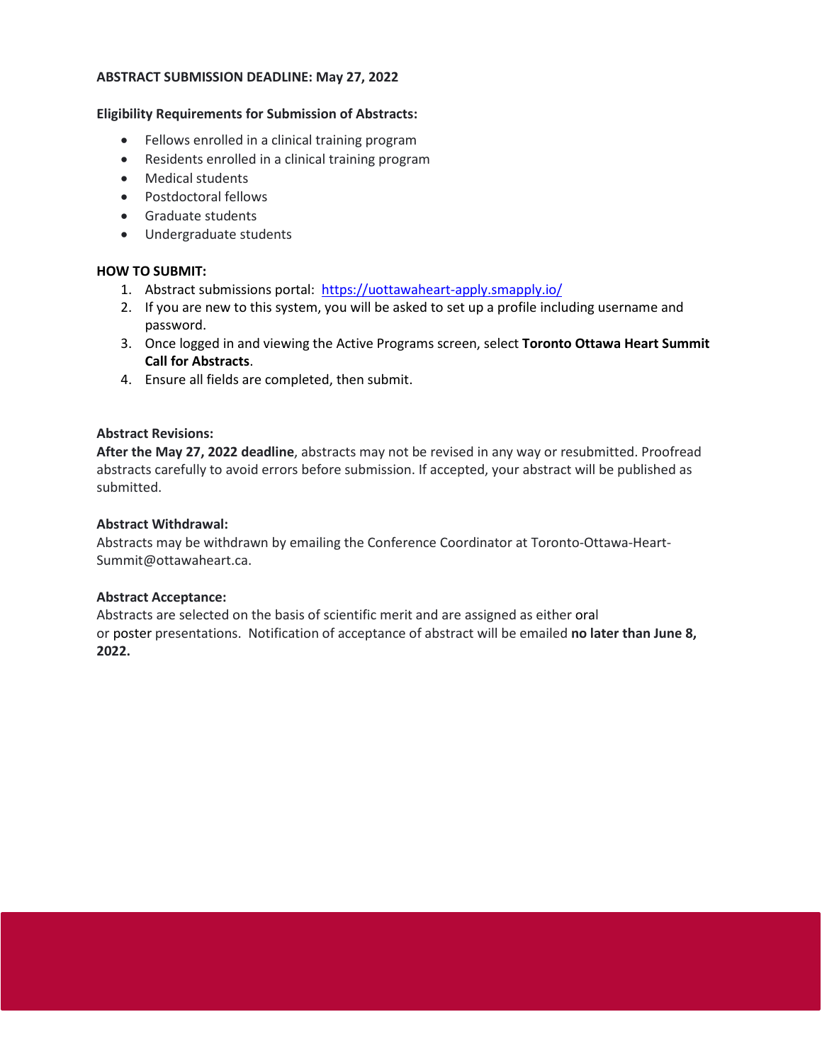**ABSTRACT SUBMISSION DEADLINE: May 27, 2022**

**Eligibility Requirements for Submission of Abstracts:**

- Fellows enrolled in a clinical training program
- Residents enrolled in a clinical training program
- Medical students
- Postdoctoral fellows
- Graduate students
- Undergraduate students

**HOW TO SUBMIT:**

1. Abstract submissions portal: https://uottawaheart-apply.smapply.io/
2. If you are new to this system, you will be asked to set up a profile including username and password.
3. Once logged in and viewing the Active Programs screen, select **Toronto Ottawa Heart Summit Call for Abstracts**.
4. Ensure all fields are completed, then submit.

**Abstract Revisions:**

**After the May 27, 2022 deadline**, abstracts may not be revised in any way or resubmitted. Proofread abstracts carefully to avoid errors before submission. If accepted, your abstract will be published as submitted.

**Abstract Withdrawal:**

Abstracts may be withdrawn by emailing the Conference Coordinator at Toronto-Ottawa-Heart-Summit@ottawaheart.ca.

**Abstract Acceptance:**

Abstracts are selected on the basis of scientific merit and are assigned as either oral or poster presentations. Notification of acceptance of abstract will be emailed **no later than June 8, 2022.**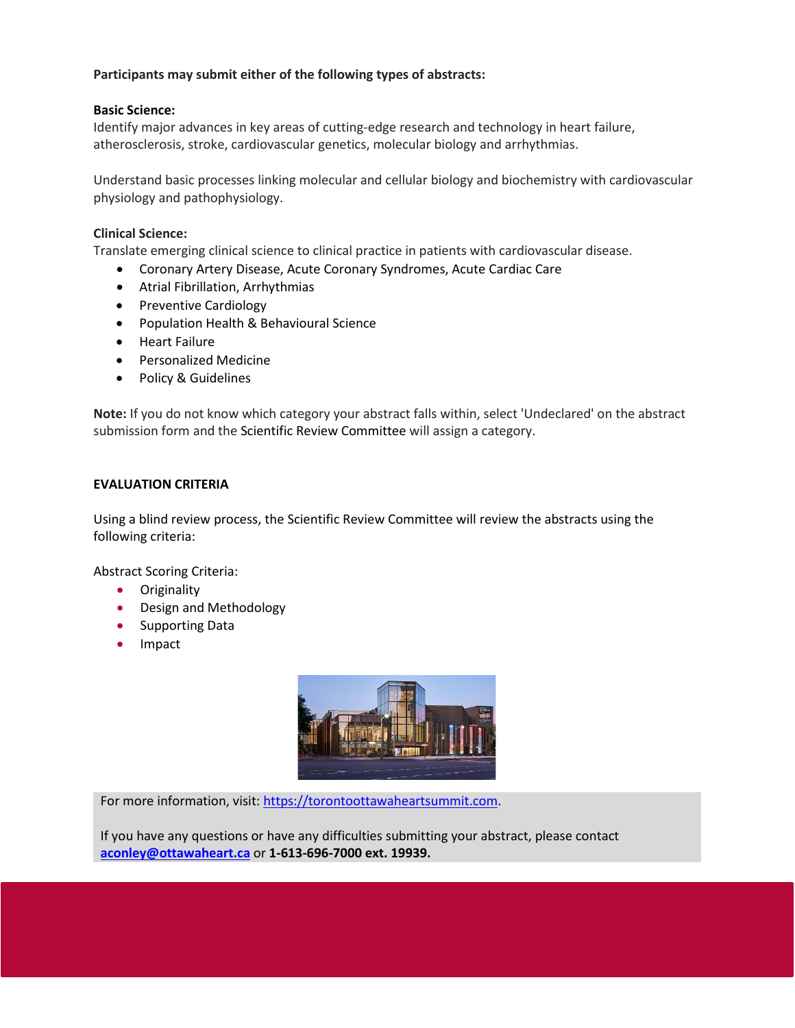**Participants may submit either of the following types of abstracts:**

**Basic Science:**
Identify major advances in key areas of cutting-edge research and technology in heart failure, atherosclerosis, stroke, cardiovascular genetics, molecular biology and arrhythmias.

Understand basic processes linking molecular and cellular biology and biochemistry with cardiovascular physiology and pathophysiology.

**Clinical Science:**
Translate emerging clinical science to clinical practice in patients with cardiovascular disease.

- Coronary Artery Disease, Acute Coronary Syndromes, Acute Cardiac Care
- Atrial Fibrillation, Arrhythmias
- Preventive Cardiology
- Population Health & Behavioural Science
- Heart Failure
- Personalized Medicine
- Policy & Guidelines

**Note:** If you do not know which category your abstract falls within, select 'Undeclared' on the abstract submission form and the Scientific Review Committee will assign a category.

**EVALUATION CRITERIA**

Using a blind review process, the Scientific Review Committee will review the abstracts using the following criteria:

Abstract Scoring Criteria:

- Originality
- Design and Methodology
- Supporting Data
- Impact

For more information, visit: [https://torontoottawaheartsummit.com](https://torontoottawaheartsummit.com).

If you have any questions or have any difficulties submitting your abstract, please contact **[aconley@ottawaheart.ca](mailto:aconley@ottawaheart.ca)** or **1-613-696-7000 ext. 19939.**